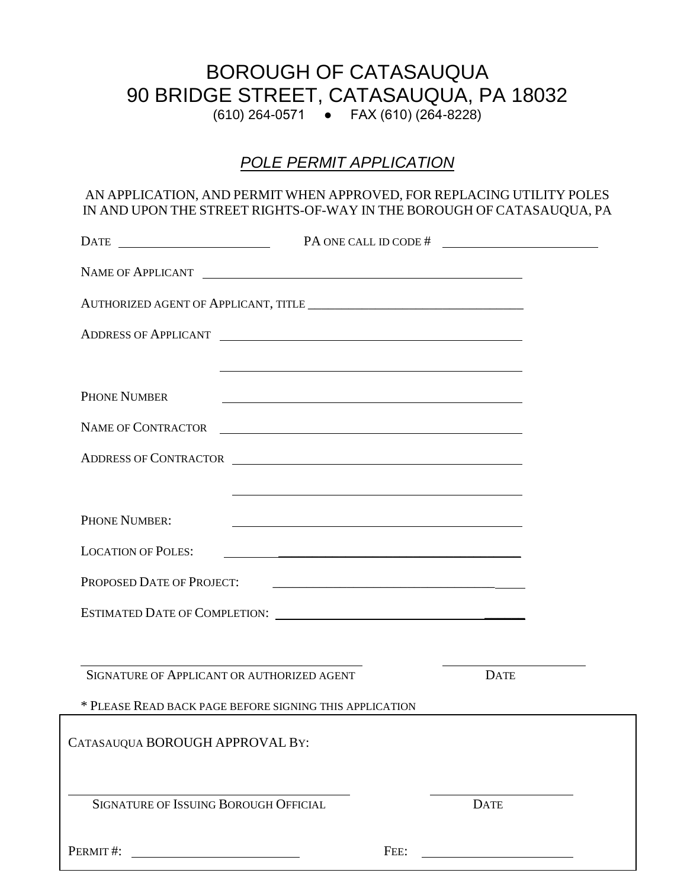# BOROUGH OF CATASAUQUA
# 90 BRIDGE STREET, CATASAUQUA, PA 18032

(610) 264-0571 ● FAX (610) (264-8228)

## *POLE PERMIT APPLICATION*

AN APPLICATION, AND PERMIT WHEN APPROVED, FOR REPLACING UTILITY POLES IN AND UPON THE STREET RIGHTS-OF-WAY IN THE BOROUGH OF CATASAUQUA, PA

DATE ______________________ PA ONE CALL ID CODE # ______________________

NAME OF APPLICANT ______________________________________________

AUTHORIZED AGENT OF APPLICANT, TITLE ________________________________

ADDRESS OF APPLICANT ______________________________________________

______________________________________________

PHONE NUMBER ______________________________________________

NAME OF CONTRACTOR ______________________________________________

ADDRESS OF CONTRACTOR ______________________________________________

______________________________________________

PHONE NUMBER: ______________________________________________

LOCATION OF POLES: ______________________________________________

PROPOSED DATE OF PROJECT: ______________________________________

ESTIMATED DATE OF COMPLETION: ________________________________

______________________________________________ ______________________
SIGNATURE OF APPLICANT OR AUTHORIZED AGENT DATE

\* PLEASE READ BACK PAGE BEFORE SIGNING THIS APPLICATION

CATASAUQUA BOROUGH APPROVAL BY:

______________________________________________ ______________________
SIGNATURE OF ISSUING BOROUGH OFFICIAL DATE

PERMIT #: ______________________ FEE: ______________________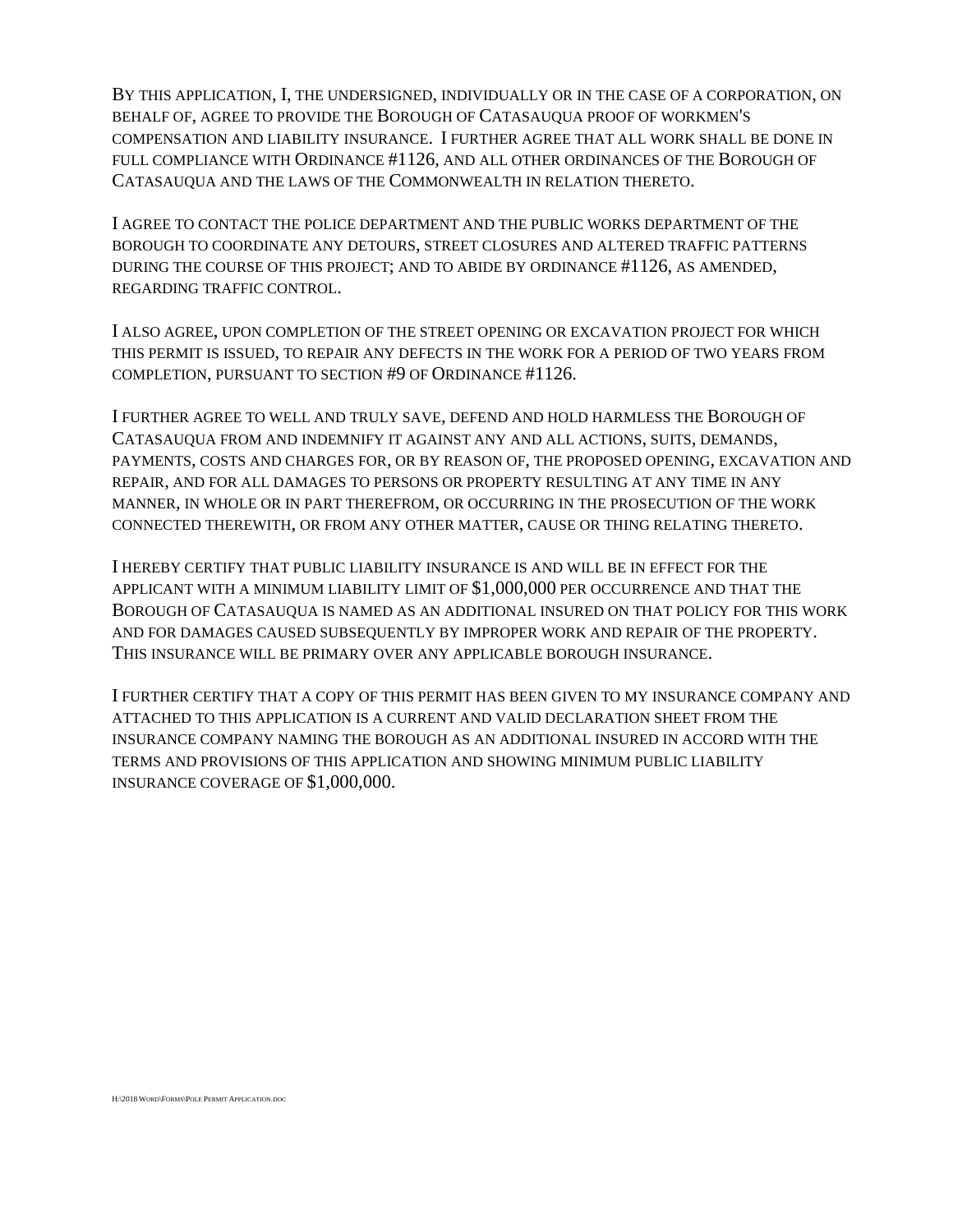By this application, I, the undersigned, individually or in the case of a corporation, on behalf of, agree to provide the Borough of Catasauqua proof of workmen's compensation and liability insurance. I further agree that all work shall be done in full compliance with Ordinance #1126, and all other ordinances of the Borough of Catasauqua and the laws of the Commonwealth in relation thereto.

I agree to contact the police department and the public works department of the borough to coordinate any detours, street closures and altered traffic patterns during the course of this project; and to abide by ordinance #1126, as amended, regarding traffic control.

I also agree, upon completion of the street opening or excavation project for which this permit is issued, to repair any defects in the work for a period of two years from completion, pursuant to section #9 of Ordinance #1126.

I further agree to well and truly save, defend and hold harmless the Borough of Catasauqua from and indemnify it against any and all actions, suits, demands, payments, costs and charges for, or by reason of, the proposed opening, excavation and repair, and for all damages to persons or property resulting at any time in any manner, in whole or in part therefrom, or occurring in the prosecution of the work connected therewith, or from any other matter, cause or thing relating thereto.

I hereby certify that public liability insurance is and will be in effect for the applicant with a minimum liability limit of $1,000,000 per occurrence and that the Borough of Catasauqua is named as an additional insured on that policy for this work and for damages caused subsequently by improper work and repair of the property. This insurance will be primary over any applicable borough insurance.

I further certify that a copy of this permit has been given to my insurance company and attached to this application is a current and valid declaration sheet from the insurance company naming the borough as an additional insured in accord with the terms and provisions of this application and showing minimum public liability insurance coverage of $1,000,000.

H:\2018 Word\Forms\Pole Permit Application.doc